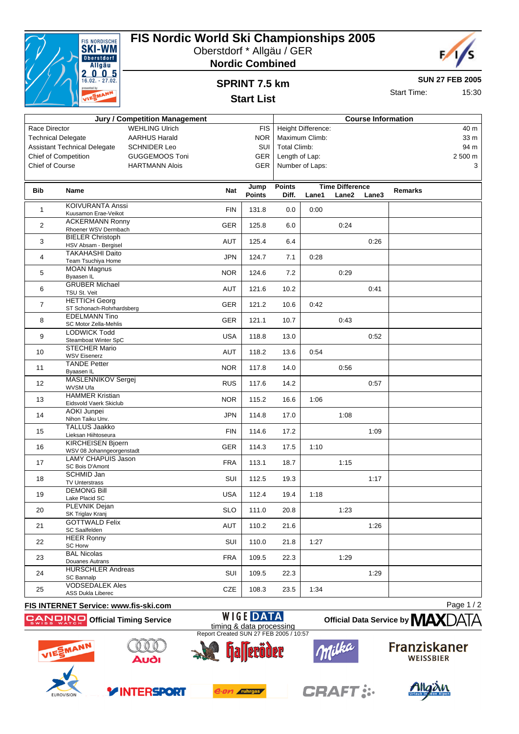# FIS Nordic World Ski Championships 2005

Oberstdorf * Allgäu / GER

**Nordic Combined**

## SPRINT 7.5 km

## Start List

**SUN 27 FEB 2005**

Start Time: 15:30

| Jury / Competition Management | | |
|---|---|---|
| Race Director | WEHLING Ulrich | FIS |
| Technical Delegate | AARHUS Harald | NOR |
| Assistant Technical Delegate | SCHNIDER Leo | SUI |
| Chief of Competition | GUGGEMOOS Toni | GER |
| Chief of Course | HARTMANN Alois | GER |

| Course Information | |
|---|---|
| Height Difference: | 40 m |
| Maximum Climb: | 33 m |
| Total Climb: | 94 m |
| Length of Lap: | 2 500 m |
| Number of Laps: | 3 |

| Bib | Name | Nat | Jump Points | Points Diff. | Time Difference Lane1 | Lane2 | Lane3 | Remarks |
|---|---|---|---|---|---|---|---|---|
| 1 | KOIVURANTA Anssi<br>Kuusamon Erae-Veikot | FIN | 131.8 | 0.0 | 0:00 | | | |
| 2 | ACKERMANN Ronny<br>Rhoener WSV Dermbach | GER | 125.8 | 6.0 | | 0:24 | | |
| 3 | BIELER Christoph<br>HSV Absam - Bergisel | AUT | 125.4 | 6.4 | | | 0:26 | |
| 4 | TAKAHASHI Daito<br>Team Tsuchiya Home | JPN | 124.7 | 7.1 | 0:28 | | | |
| 5 | MOAN Magnus<br>Byaasen IL | NOR | 124.6 | 7.2 | | 0:29 | | |
| 6 | GRUBER Michael<br>TSU St. Veit | AUT | 121.6 | 10.2 | | | 0:41 | |
| 7 | HETTICH Georg<br>ST Schonach-Rohrhardsberg | GER | 121.2 | 10.6 | 0:42 | | | |
| 8 | EDELMANN Tino<br>SC Motor Zella-Mehlis | GER | 121.1 | 10.7 | | 0:43 | | |
| 9 | LODWICK Todd<br>Steamboat Winter SpC | USA | 118.8 | 13.0 | | | 0:52 | |
| 10 | STECHER Mario<br>WSV Eisenerz | AUT | 118.2 | 13.6 | 0:54 | | | |
| 11 | TANDE Petter<br>Byaasen IL | NOR | 117.8 | 14.0 | | 0:56 | | |
| 12 | MASLENNIKOV Sergej<br>WVSM Ufa | RUS | 117.6 | 14.2 | | | 0:57 | |
| 13 | HAMMER Kristian<br>Eidsvold Vaerk Skiclub | NOR | 115.2 | 16.6 | 1:06 | | | |
| 14 | AOKI Junpei<br>Nihon Taiku Unv. | JPN | 114.8 | 17.0 | | 1:08 | | |
| 15 | TALLUS Jaakko<br>Lieksan Hiihtoseura | FIN | 114.6 | 17.2 | | | 1:09 | |
| 16 | KIRCHEISEN Bjoern<br>WSV 08 Johanngeorgenstadt | GER | 114.3 | 17.5 | 1:10 | | | |
| 17 | LAMY CHAPUIS Jason<br>SC Bois D'Amont | FRA | 113.1 | 18.7 | | 1:15 | | |
| 18 | SCHMID Jan<br>TV Unterstrass | SUI | 112.5 | 19.3 | | | 1:17 | |
| 19 | DEMONG Bill<br>Lake Placid SC | USA | 112.4 | 19.4 | 1:18 | | | |
| 20 | PLEVNIK Dejan<br>SK Triglav Kranj | SLO | 111.0 | 20.8 | | 1:23 | | |
| 21 | GOTTWALD Felix<br>SC Saalfelden | AUT | 110.2 | 21.6 | | | 1:26 | |
| 22 | HEER Ronny<br>SC Horw | SUI | 110.0 | 21.8 | 1:27 | | | |
| 23 | BAL Nicolas<br>Douanes Autrans | FRA | 109.5 | 22.3 | | 1:29 | | |
| 24 | HURSCHLER Andreas<br>SC Bannalp | SUI | 109.5 | 22.3 | | | 1:29 | |
| 25 | VODSEDALEK Ales<br>ASS Dukla Liberec | CZE | 108.3 | 23.5 | 1:34 | | | |

**FIS INTERNET Service: www.fis-ski.com**

Official Timing Service CANDINO Swiss Watch — WIGE DATA timing & data processing — Official Data Service by MAXDATA

Report Created SUN 27 FEB 2005 / 10:57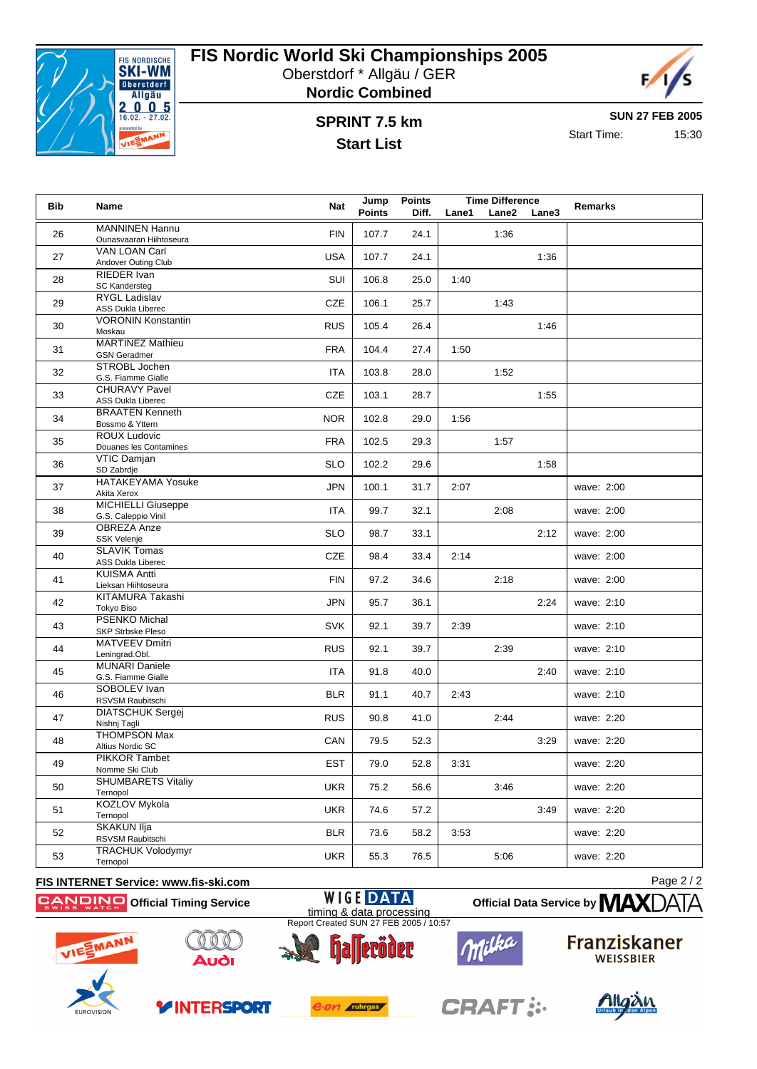# FIS Nordic World Ski Championships 2005

Oberstdorf * Allgäu / GER

**Nordic Combined**

## SPRINT 7.5 km

## Start List

**SUN 27 FEB 2005**

Start Time: 15:30

| Bib | Name | Nat | Jump Points | Points Diff. | Time Difference Lane1 | Lane2 | Lane3 | Remarks |
|---|---|---|---|---|---|---|---|---|
| 26 | MANNINEN Hannu<br>Ounasvaaran Hiihtoseura | FIN | 107.7 | 24.1 | | 1:36 | | |
| 27 | VAN LOAN Carl<br>Andover Outing Club | USA | 107.7 | 24.1 | | | 1:36 | |
| 28 | RIEDER Ivan<br>SC Kandersteg | SUI | 106.8 | 25.0 | 1:40 | | | |
| 29 | RYGL Ladislav<br>ASS Dukla Liberec | CZE | 106.1 | 25.7 | | 1:43 | | |
| 30 | VORONIN Konstantin<br>Moskau | RUS | 105.4 | 26.4 | | | 1:46 | |
| 31 | MARTINEZ Mathieu<br>GSN Geradmer | FRA | 104.4 | 27.4 | 1:50 | | | |
| 32 | STROBL Jochen<br>G.S. Fiamme Gialle | ITA | 103.8 | 28.0 | | 1:52 | | |
| 33 | CHURAVY Pavel<br>ASS Dukla Liberec | CZE | 103.1 | 28.7 | | | 1:55 | |
| 34 | BRAATEN Kenneth<br>Bossmo & Yttern | NOR | 102.8 | 29.0 | 1:56 | | | |
| 35 | ROUX Ludovic<br>Douanes les Contamines | FRA | 102.5 | 29.3 | | 1:57 | | |
| 36 | VTIC Damjan<br>SD Zabrdje | SLO | 102.2 | 29.6 | | | 1:58 | |
| 37 | HATAKEYAMA Yosuke<br>Akita Xerox | JPN | 100.1 | 31.7 | 2:07 | | | wave: 2:00 |
| 38 | MICHIELLI Giuseppe<br>G.S. Caleppio Vinil | ITA | 99.7 | 32.1 | | 2:08 | | wave: 2:00 |
| 39 | OBREZA Anze<br>SSK Velenje | SLO | 98.7 | 33.1 | | | 2:12 | wave: 2:00 |
| 40 | SLAVIK Tomas<br>ASS Dukla Liberec | CZE | 98.4 | 33.4 | 2:14 | | | wave: 2:00 |
| 41 | KUISMA Antti<br>Lieksan Hiihtoseura | FIN | 97.2 | 34.6 | | 2:18 | | wave: 2:00 |
| 42 | KITAMURA Takashi<br>Tokyo Biso | JPN | 95.7 | 36.1 | | | 2:24 | wave: 2:10 |
| 43 | PSENKO Michal<br>SKP Strbske Pleso | SVK | 92.1 | 39.7 | 2:39 | | | wave: 2:10 |
| 44 | MATVEEV Dmitri<br>Leningrad.Obl. | RUS | 92.1 | 39.7 | | 2:39 | | wave: 2:10 |
| 45 | MUNARI Daniele<br>G.S. Fiamme Gialle | ITA | 91.8 | 40.0 | | | 2:40 | wave: 2:10 |
| 46 | SOBOLEV Ivan<br>RSVSM Raubitschi | BLR | 91.1 | 40.7 | 2:43 | | | wave: 2:10 |
| 47 | DIATSCHUK Sergej<br>Nishnj Tagli | RUS | 90.8 | 41.0 | | 2:44 | | wave: 2:20 |
| 48 | THOMPSON Max<br>Altius Nordic SC | CAN | 79.5 | 52.3 | | | 3:29 | wave: 2:20 |
| 49 | PIKKOR Tambet<br>Nomme Ski Club | EST | 79.0 | 52.8 | 3:31 | | | wave: 2:20 |
| 50 | SHUMBARETS Vitaliy<br>Ternopol | UKR | 75.2 | 56.6 | | 3:46 | | wave: 2:20 |
| 51 | KOZLOV Mykola<br>Ternopol | UKR | 74.6 | 57.2 | | | 3:49 | wave: 2:20 |
| 52 | SKAKUN Ilja<br>RSVSM Raubitschi | BLR | 73.6 | 58.2 | 3:53 | | | wave: 2:20 |
| 53 | TRACHUK Volodymyr<br>Ternopol | UKR | 55.3 | 76.5 | | 5:06 | | wave: 2:20 |

**FIS INTERNET Service: www.fis-ski.com**

Official Timing Service: CANDINO Swiss Watch

WIGE DATA timing & data processing

Report Created SUN 27 FEB 2005 / 10:57

Official Data Service by MAXDATA